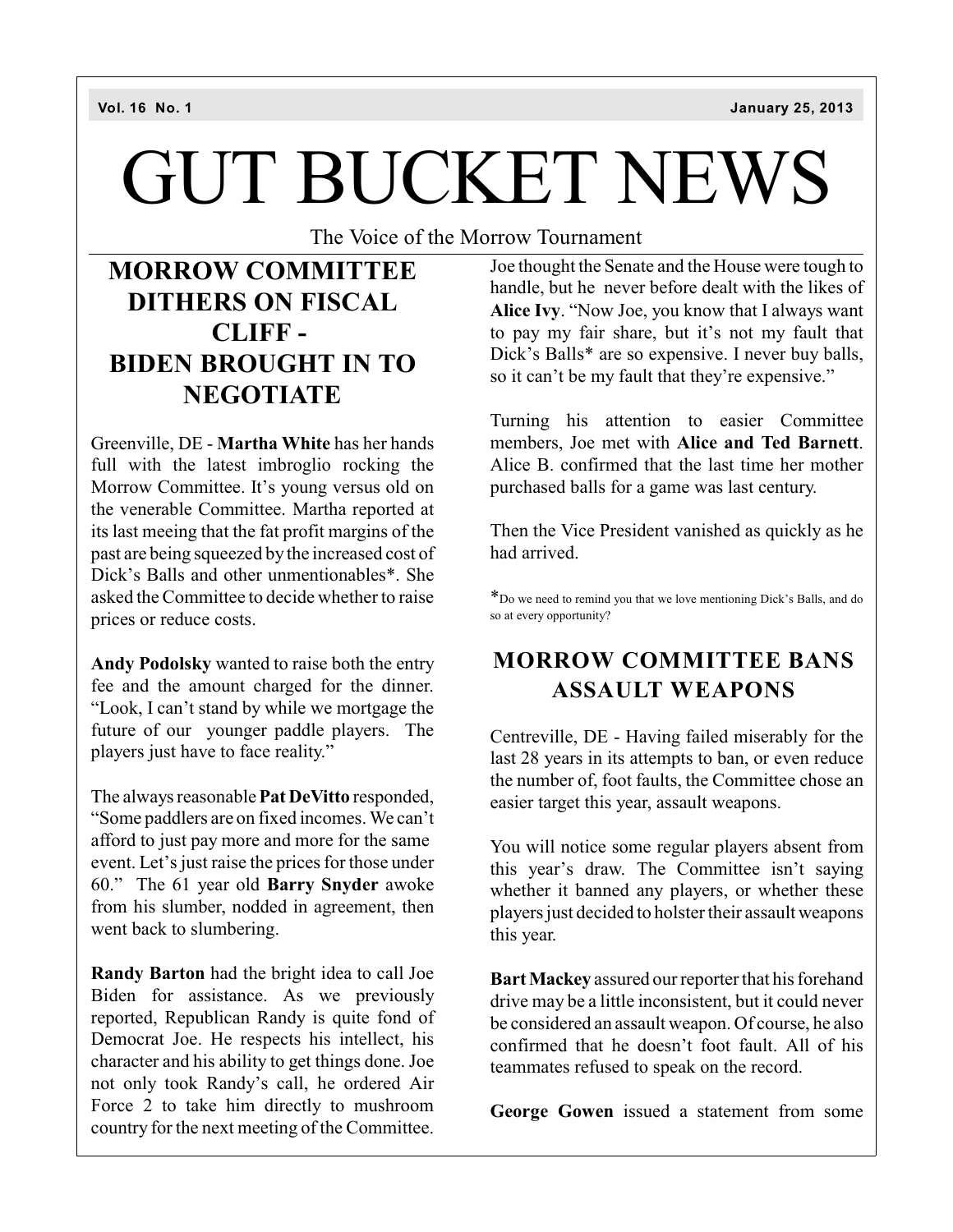# GUT BUCKET NEWS

The Voice of the Morrow Tournament

## MORROW COMMITTEE DITHERS ON FISCAL CLIFF - BIDEN BROUGHT IN TO NEGOTIATE

Greenville, DE - **Martha White** has her hands full with the latest imbroglio rocking the Morrow Committee. It's young versus old on the venerable Committee. Martha reported at its last meeing that the fat profit margins of the past are being squeezed by the increased cost of Dick's Balls and other unmentionables*. She asked the Committee to decide whether to raise prices or reduce costs.

**Andy Podolsky** wanted to raise both the entry fee and the amount charged for the dinner. "Look, I can't stand by while we mortgage the future of our younger paddle players. The players just have to face reality."

The always reasonable **Pat DeVitto** responded, "Some paddlers are on fixed incomes. We can't afford to just pay more and more for the same event. Let's just raise the prices for those under 60." The 61 year old **Barry Snyder** awoke from his slumber, nodded in agreement, then went back to slumbering.

**Randy Barton** had the bright idea to call Joe Biden for assistance. As we previously reported, Republican Randy is quite fond of Democrat Joe. He respects his intellect, his character and his ability to get things done. Joe not only took Randy's call, he ordered Air Force 2 to take him directly to mushroom country for the next meeting of the Committee.

Joe thought the Senate and the House were tough to handle, but he never before dealt with the likes of **Alice Ivy**. "Now Joe, you know that I always want to pay my fair share, but it's not my fault that Dick's Balls* are so expensive. I never buy balls, so it can't be my fault that they're expensive."

Turning his attention to easier Committee members, Joe met with **Alice and Ted Barnett**. Alice B. confirmed that the last time her mother purchased balls for a game was last century.

Then the Vice President vanished as quickly as he had arrived.

*Do we need to remind you that we love mentioning Dick's Balls, and do so at every opportunity?

## MORROW COMMITTEE BANS ASSAULT WEAPONS

Centreville, DE - Having failed miserably for the last 28 years in its attempts to ban, or even reduce the number of, foot faults, the Committee chose an easier target this year, assault weapons.

You will notice some regular players absent from this year's draw. The Committee isn't saying whether it banned any players, or whether these players just decided to holster their assault weapons this year.

**Bart Mackey** assured our reporter that his forehand drive may be a little inconsistent, but it could never be considered an assault weapon. Of course, he also confirmed that he doesn't foot fault. All of his teammates refused to speak on the record.

**George Gowen** issued a statement from some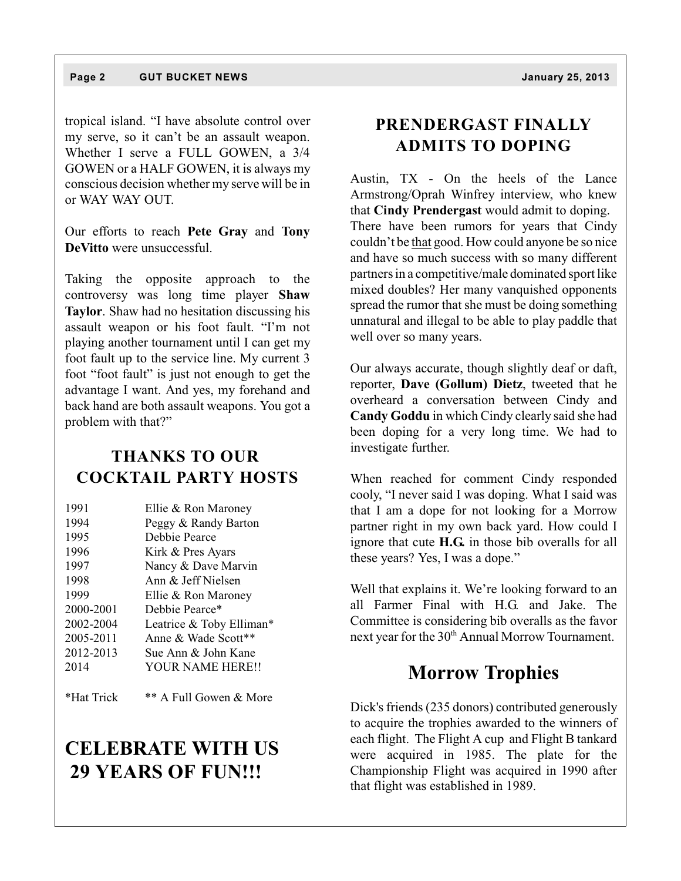tropical island. "I have absolute control over my serve, so it can't be an assault weapon. Whether I serve a FULL GOWEN, a 3/4 GOWEN or a HALF GOWEN, it is always my conscious decision whether my serve will be in or WAY WAY OUT.

Our efforts to reach **Pete Gray** and **Tony DeVitto** were unsuccessful.

Taking the opposite approach to the controversy was long time player **Shaw Taylor**. Shaw had no hesitation discussing his assault weapon or his foot fault. "I'm not playing another tournament until I can get my foot fault up to the service line. My current 3 foot "foot fault" is just not enough to get the advantage I want. And yes, my forehand and back hand are both assault weapons. You got a problem with that?"

## THANKS TO OUR COCKTAIL PARTY HOSTS

| | |
|---|---|
| 1991 | Ellie & Ron Maroney |
| 1994 | Peggy & Randy Barton |
| 1995 | Debbie Pearce |
| 1996 | Kirk & Pres Ayars |
| 1997 | Nancy & Dave Marvin |
| 1998 | Ann & Jeff Nielsen |
| 1999 | Ellie & Ron Maroney |
| 2000-2001 | Debbie Pearce* |
| 2002-2004 | Leatrice & Toby Elliman* |
| 2005-2011 | Anne & Wade Scott** |
| 2012-2013 | Sue Ann & John Kane |
| 2014 | YOUR NAME HERE!! |

*Hat Trick ** A Full Gowen & More

# CELEBRATE WITH US 29 YEARS OF FUN!!!

## PRENDERGAST FINALLY ADMITS TO DOPING

Austin, TX - On the heels of the Lance Armstrong/Oprah Winfrey interview, who knew that **Cindy Prendergast** would admit to doping. There have been rumors for years that Cindy couldn't be that good. How could anyone be so nice and have so much success with so many different partners in a competitive/male dominated sport like mixed doubles? Her many vanquished opponents spread the rumor that she must be doing something unnatural and illegal to be able to play paddle that well over so many years.

Our always accurate, though slightly deaf or daft, reporter, **Dave (Gollum) Dietz**, tweeted that he overheard a conversation between Cindy and **Candy Goddu** in which Cindy clearly said she had been doping for a very long time. We had to investigate further.

When reached for comment Cindy responded cooly, "I never said I was doping. What I said was that I am a dope for not looking for a Morrow partner right in my own back yard. How could I ignore that cute **H.G.** in those bib overalls for all these years? Yes, I was a dope."

Well that explains it. We're looking forward to an all Farmer Final with H.G. and Jake. The Committee is considering bib overalls as the favor next year for the 30th Annual Morrow Tournament.

# Morrow Trophies

Dick's friends (235 donors) contributed generously to acquire the trophies awarded to the winners of each flight. The Flight A cup and Flight B tankard were acquired in 1985. The plate for the Championship Flight was acquired in 1990 after that flight was established in 1989.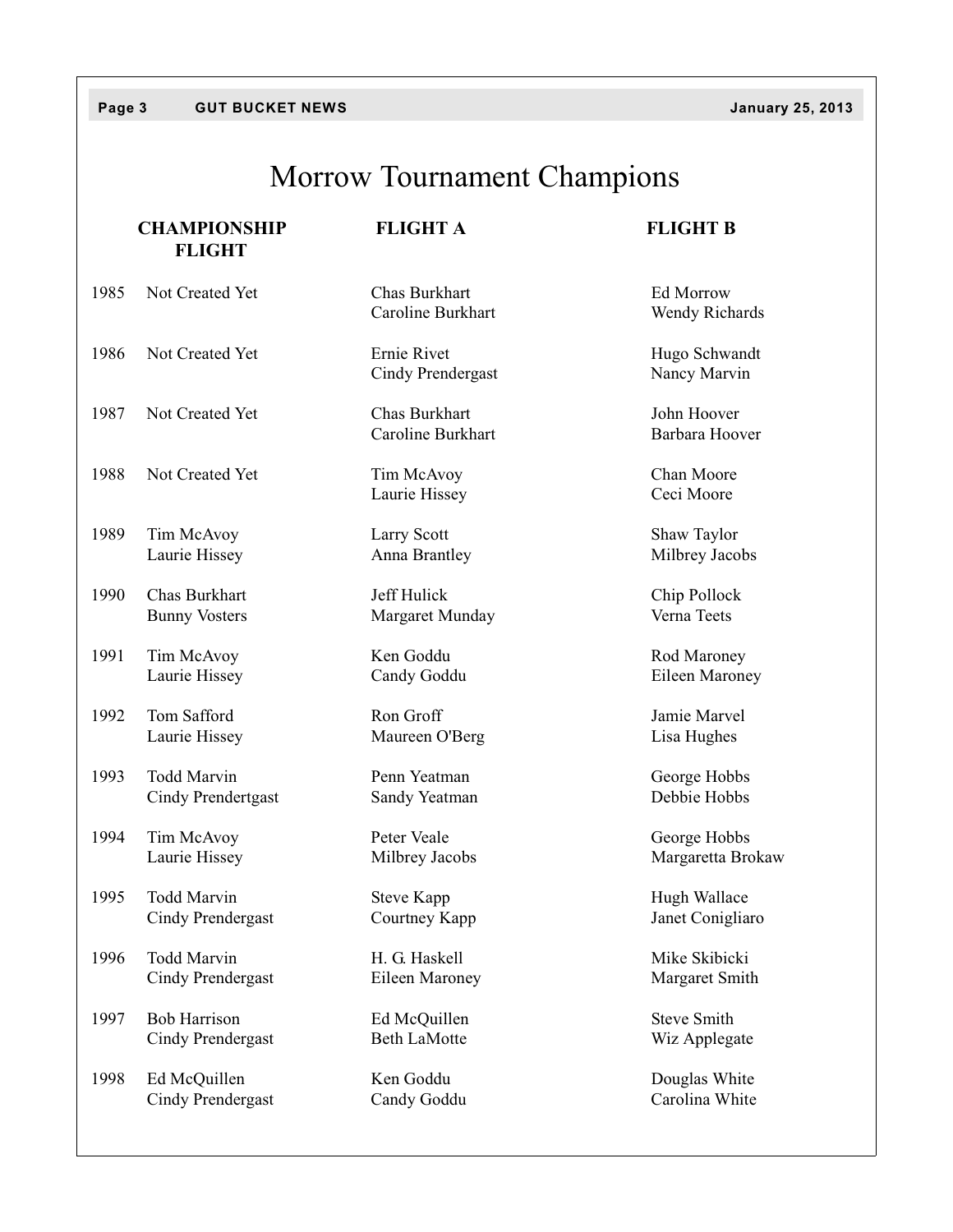# Morrow Tournament Champions

| | CHAMPIONSHIP FLIGHT | FLIGHT A | FLIGHT B |
|---|---|---|---|
| 1985 | Not Created Yet | Chas Burkhart<br>Caroline Burkhart | Ed Morrow<br>Wendy Richards |
| 1986 | Not Created Yet | Ernie Rivet<br>Cindy Prendergast | Hugo Schwandt<br>Nancy Marvin |
| 1987 | Not Created Yet | Chas Burkhart<br>Caroline Burkhart | John Hoover<br>Barbara Hoover |
| 1988 | Not Created Yet | Tim McAvoy<br>Laurie Hissey | Chan Moore<br>Ceci Moore |
| 1989 | Tim McAvoy<br>Laurie Hissey | Larry Scott<br>Anna Brantley | Shaw Taylor<br>Milbrey Jacobs |
| 1990 | Chas Burkhart<br>Bunny Vosters | Jeff Hulick<br>Margaret Munday | Chip Pollock<br>Verna Teets |
| 1991 | Tim McAvoy<br>Laurie Hissey | Ken Goddu<br>Candy Goddu | Rod Maroney<br>Eileen Maroney |
| 1992 | Tom Safford<br>Laurie Hissey | Ron Groff<br>Maureen O'Berg | Jamie Marvel<br>Lisa Hughes |
| 1993 | Todd Marvin<br>Cindy Prendertgast | Penn Yeatman<br>Sandy Yeatman | George Hobbs<br>Debbie Hobbs |
| 1994 | Tim McAvoy<br>Laurie Hissey | Peter Veale<br>Milbrey Jacobs | George Hobbs<br>Margaretta Brokaw |
| 1995 | Todd Marvin<br>Cindy Prendergast | Steve Kapp<br>Courtney Kapp | Hugh Wallace<br>Janet Conigliaro |
| 1996 | Todd Marvin<br>Cindy Prendergast | H. G. Haskell<br>Eileen Maroney | Mike Skibicki<br>Margaret Smith |
| 1997 | Bob Harrison<br>Cindy Prendergast | Ed McQuillen<br>Beth LaMotte | Steve Smith<br>Wiz Applegate |
| 1998 | Ed McQuillen<br>Cindy Prendergast | Ken Goddu<br>Candy Goddu | Douglas White<br>Carolina White |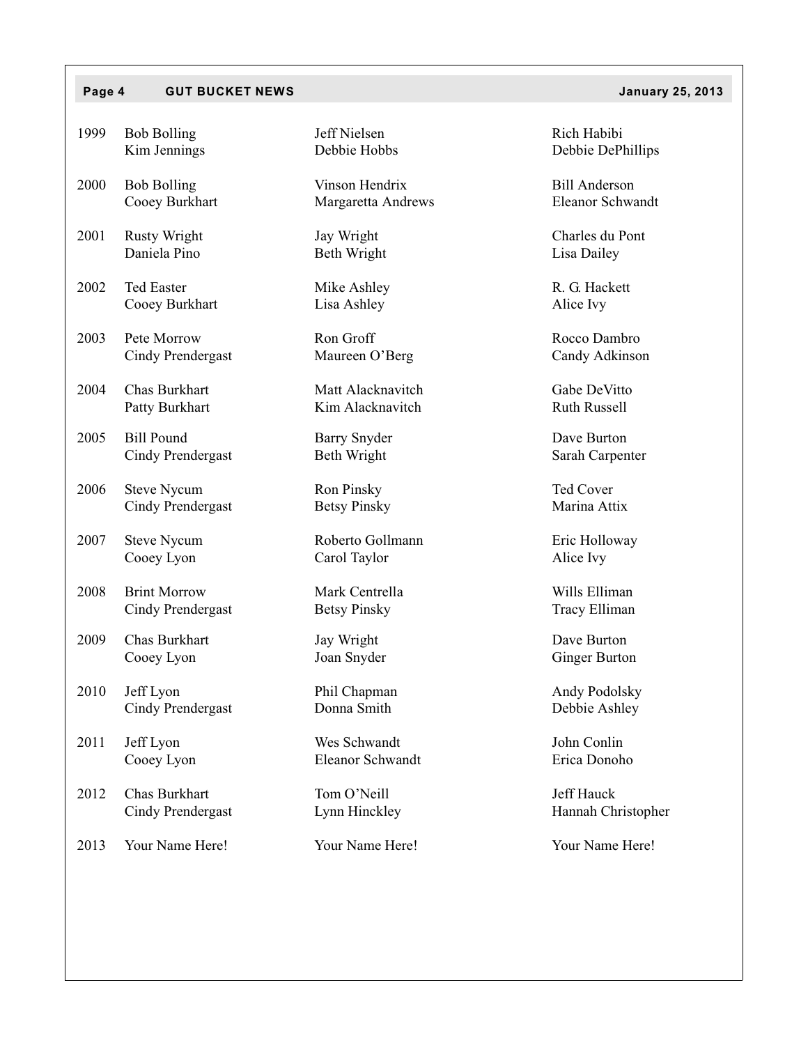| | | | |
|---|---|---|---|
| 1999 | Bob Bolling<br>Kim Jennings | Jeff Nielsen<br>Debbie Hobbs | Rich Habibi<br>Debbie DePhillips |
| 2000 | Bob Bolling<br>Cooey Burkhart | Vinson Hendrix<br>Margaretta Andrews | Bill Anderson<br>Eleanor Schwandt |
| 2001 | Rusty Wright<br>Daniela Pino | Jay Wright<br>Beth Wright | Charles du Pont<br>Lisa Dailey |
| 2002 | Ted Easter<br>Cooey Burkhart | Mike Ashley<br>Lisa Ashley | R. G. Hackett<br>Alice Ivy |
| 2003 | Pete Morrow<br>Cindy Prendergast | Ron Groff<br>Maureen O'Berg | Rocco Dambro<br>Candy Adkinson |
| 2004 | Chas Burkhart<br>Patty Burkhart | Matt Alacknavitch<br>Kim Alacknavitch | Gabe DeVitto<br>Ruth Russell |
| 2005 | Bill Pound<br>Cindy Prendergast | Barry Snyder<br>Beth Wright | Dave Burton<br>Sarah Carpenter |
| 2006 | Steve Nycum<br>Cindy Prendergast | Ron Pinsky<br>Betsy Pinsky | Ted Cover<br>Marina Attix |
| 2007 | Steve Nycum<br>Cooey Lyon | Roberto Gollmann<br>Carol Taylor | Eric Holloway<br>Alice Ivy |
| 2008 | Brint Morrow<br>Cindy Prendergast | Mark Centrella<br>Betsy Pinsky | Wills Elliman<br>Tracy Elliman |
| 2009 | Chas Burkhart<br>Cooey Lyon | Jay Wright<br>Joan Snyder | Dave Burton<br>Ginger Burton |
| 2010 | Jeff Lyon<br>Cindy Prendergast | Phil Chapman<br>Donna Smith | Andy Podolsky<br>Debbie Ashley |
| 2011 | Jeff Lyon<br>Cooey Lyon | Wes Schwandt<br>Eleanor Schwandt | John Conlin<br>Erica Donoho |
| 2012 | Chas Burkhart<br>Cindy Prendergast | Tom O'Neill<br>Lynn Hinckley | Jeff Hauck<br>Hannah Christopher |
| 2013 | Your Name Here! | Your Name Here! | Your Name Here! |